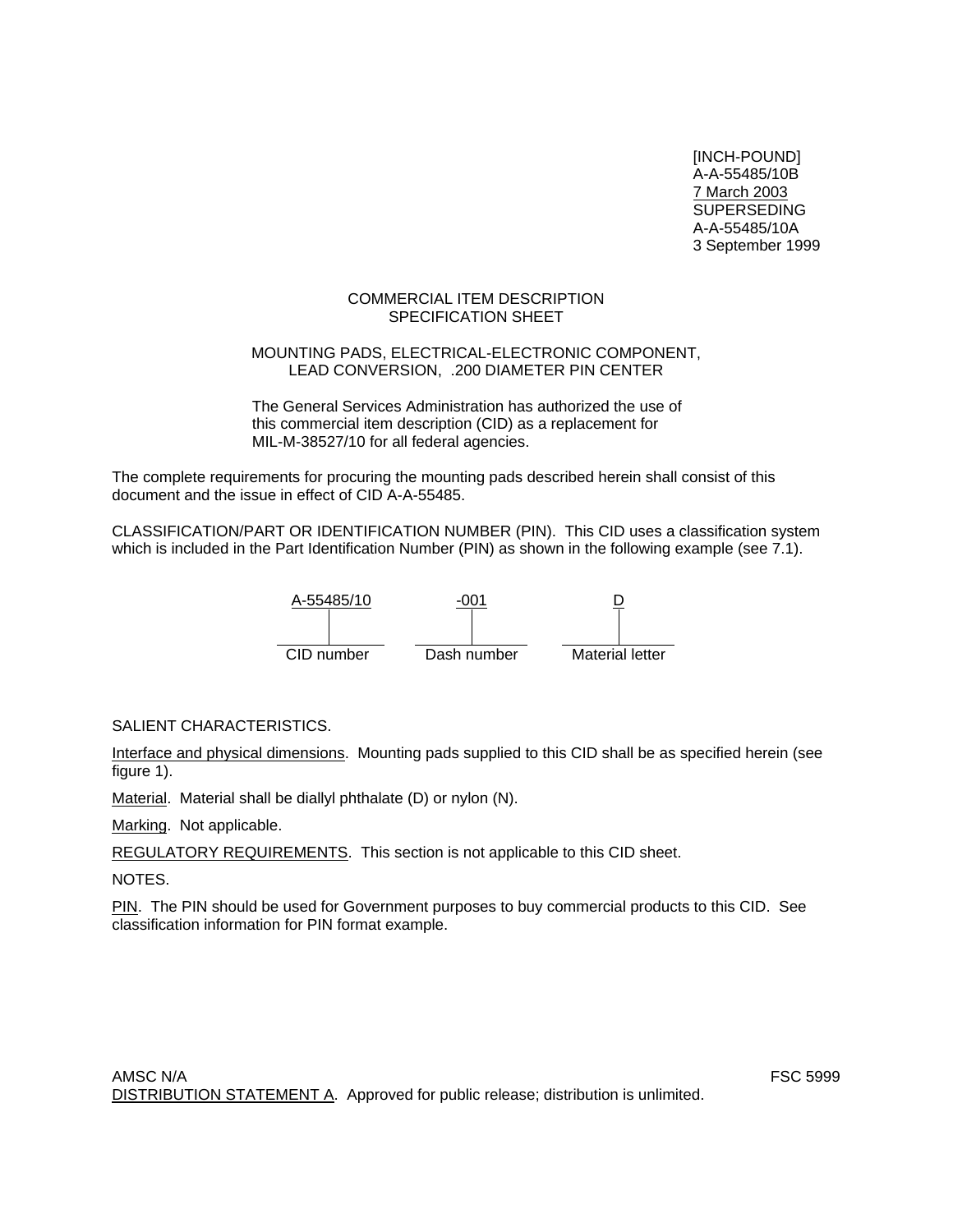[INCH-POUND]
A-A-55485/10B
7 March 2003
SUPERSEDING
A-A-55485/10A
3 September 1999

COMMERCIAL ITEM DESCRIPTION
SPECIFICATION SHEET

MOUNTING PADS, ELECTRICAL-ELECTRONIC COMPONENT, LEAD CONVERSION, .200 DIAMETER PIN CENTER

The General Services Administration has authorized the use of this commercial item description (CID) as a replacement for MIL-M-38527/10 for all federal agencies.

The complete requirements for procuring the mounting pads described herein shall consist of this document and the issue in effect of CID A-A-55485.

CLASSIFICATION/PART OR IDENTIFICATION NUMBER (PIN). This CID uses a classification system which is included in the Part Identification Number (PIN) as shown in the following example (see 7.1).

| A-55485/10 | -001 | D |
|---|---|---|
| CID number | Dash number | Material letter |

SALIENT CHARACTERISTICS.

Interface and physical dimensions. Mounting pads supplied to this CID shall be as specified herein (see figure 1).

Material. Material shall be diallyl phthalate (D) or nylon (N).

Marking. Not applicable.

REGULATORY REQUIREMENTS. This section is not applicable to this CID sheet.

NOTES.

PIN. The PIN should be used for Government purposes to buy commercial products to this CID. See classification information for PIN format example.

AMSC N/A FSC 5999

DISTRIBUTION STATEMENT A. Approved for public release; distribution is unlimited.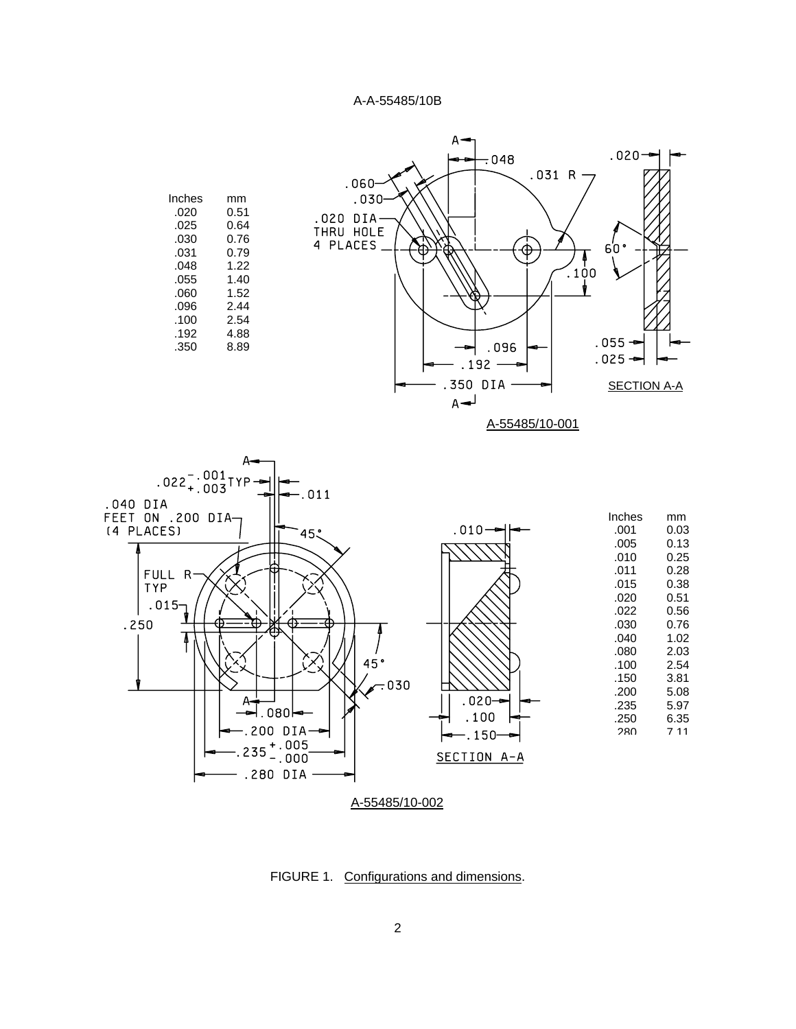| Inches | mm |
|---|---|
| .020 | 0.51 |
| .025 | 0.64 |
| .030 | 0.76 |
| .031 | 0.79 |
| .048 | 1.22 |
| .055 | 1.40 |
| .060 | 1.52 |
| .096 | 2.44 |
| .100 | 2.54 |
| .192 | 4.88 |
| .350 | 8.89 |

SECTION A-A

A-55485/10-001

| Inches | mm |
|---|---|
| .001 | 0.03 |
| .005 | 0.13 |
| .010 | 0.25 |
| .011 | 0.28 |
| .015 | 0.38 |
| .020 | 0.51 |
| .022 | 0.56 |
| .030 | 0.76 |
| .040 | 1.02 |
| .080 | 2.03 |
| .100 | 2.54 |
| .150 | 3.81 |
| .200 | 5.08 |
| .235 | 5.97 |
| .250 | 6.35 |
| .280 | 7.11 |

SECTION A-A

A-55485/10-002

FIGURE 1. Configurations and dimensions.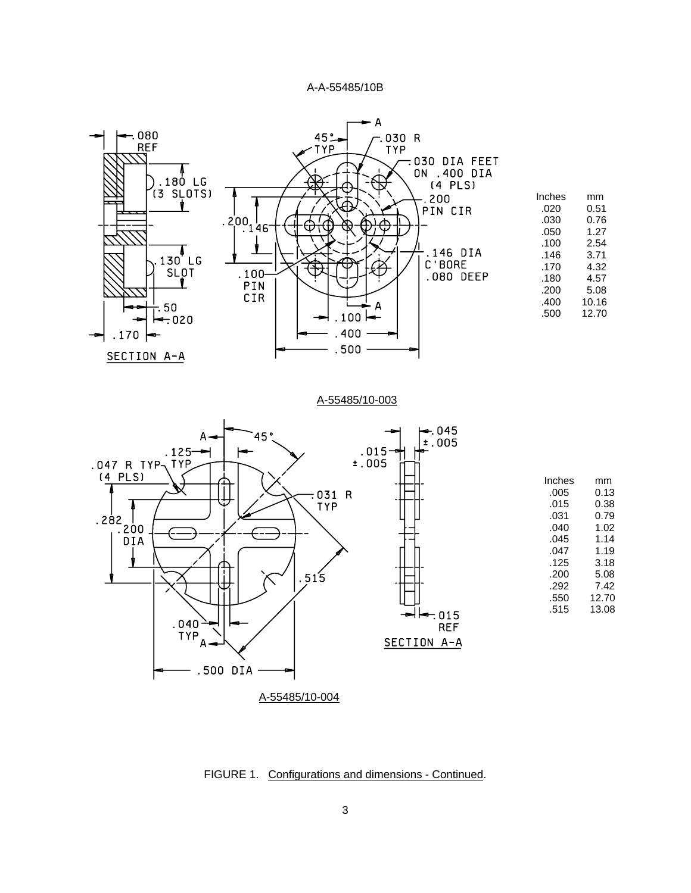A-A-55485/10B

| Inches | mm |
| --- | --- |
| .020 | 0.51 |
| .030 | 0.76 |
| .050 | 1.27 |
| .100 | 2.54 |
| .146 | 3.71 |
| .170 | 4.32 |
| .180 | 4.57 |
| .200 | 5.08 |
| .400 | 10.16 |
| .500 | 12.70 |

A-55485/10-003

| Inches | mm |
| --- | --- |
| .005 | 0.13 |
| .015 | 0.38 |
| .031 | 0.79 |
| .040 | 1.02 |
| .045 | 1.14 |
| .047 | 1.19 |
| .125 | 3.18 |
| .200 | 5.08 |
| .292 | 7.42 |
| .550 | 12.70 |
| .515 | 13.08 |

A-55485/10-004

FIGURE 1. Configurations and dimensions - Continued.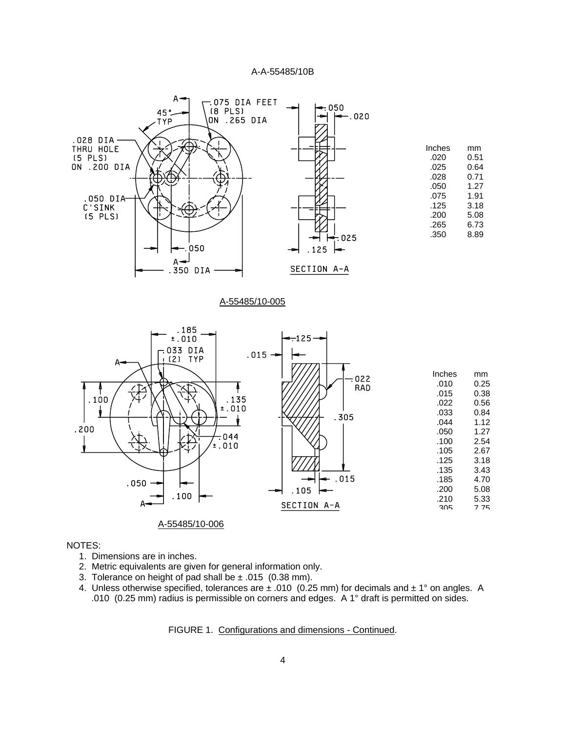Inches | mm
---|---
.020 | 0.51
.025 | 0.64
.028 | 0.71
.050 | 1.27
.075 | 1.91
.125 | 3.18
.200 | 5.08
.265 | 6.73
.350 | 8.89

A-55485/10-005

| Inches | mm |
|---|---|
| .010 | 0.25 |
| .015 | 0.38 |
| .022 | 0.56 |
| .033 | 0.84 |
| .044 | 1.12 |
| .050 | 1.27 |
| .100 | 2.54 |
| .105 | 2.67 |
| .125 | 3.18 |
| .135 | 3.43 |
| .185 | 4.70 |
| .200 | 5.08 |
| .210 | 5.33 |
| .305 | 7.75 |

A-55485/10-006

NOTES:

1. Dimensions are in inches.
2. Metric equivalents are given for general information only.
3. Tolerance on height of pad shall be ± .015 (0.38 mm).
4. Unless otherwise specified, tolerances are ± .010 (0.25 mm) for decimals and ± 1° on angles. A .010 (0.25 mm) radius is permissible on corners and edges. A 1° draft is permitted on sides.

FIGURE 1. Configurations and dimensions - Continued.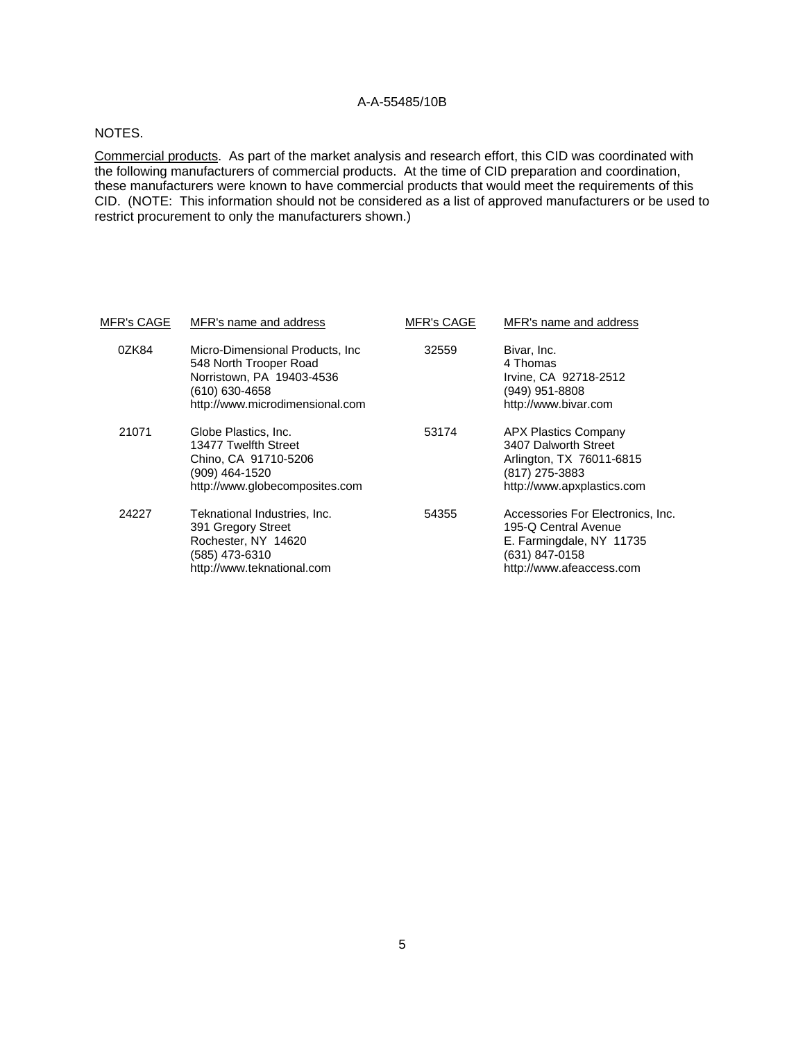NOTES.

Commercial products. As part of the market analysis and research effort, this CID was coordinated with the following manufacturers of commercial products. At the time of CID preparation and coordination, these manufacturers were known to have commercial products that would meet the requirements of this CID. (NOTE: This information should not be considered as a list of approved manufacturers or be used to restrict procurement to only the manufacturers shown.)

| MFR's CAGE | MFR's name and address | MFR's CAGE | MFR's name and address |
|---|---|---|---|
| 0ZK84 | Micro-Dimensional Products, Inc<br>548 North Trooper Road<br>Norristown, PA 19403-4536<br>(610) 630-4658<br>http://www.microdimensional.com | 32559 | Bivar, Inc.<br>4 Thomas<br>Irvine, CA 92718-2512<br>(949) 951-8808<br>http://www.bivar.com |
| 21071 | Globe Plastics, Inc.<br>13477 Twelfth Street<br>Chino, CA 91710-5206<br>(909) 464-1520<br>http://www.globecomposites.com | 53174 | APX Plastics Company<br>3407 Dalworth Street<br>Arlington, TX 76011-6815<br>(817) 275-3883<br>http://www.apxplastics.com |
| 24227 | Teknational Industries, Inc.<br>391 Gregory Street<br>Rochester, NY 14620<br>(585) 473-6310<br>http://www.teknational.com | 54355 | Accessories For Electronics, Inc.<br>195-Q Central Avenue<br>E. Farmingdale, NY 11735<br>(631) 847-0158<br>http://www.afeaccess.com |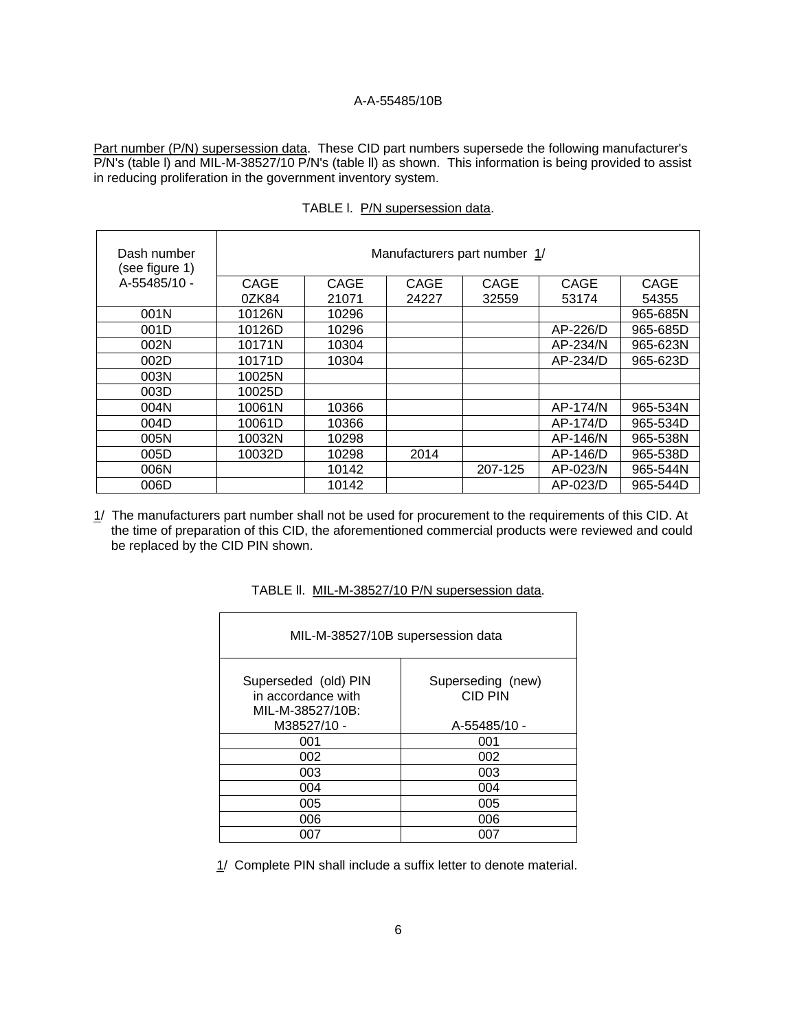Part number (P/N) supersession data. These CID part numbers supersede the following manufacturer's P/N's (table I) and MIL-M-38527/10 P/N's (table II) as shown. This information is being provided to assist in reducing proliferation in the government inventory system.

TABLE I. P/N supersession data.

| Dash number (see figure 1) A-55485/10 - | Manufacturers part number 1/ | | | | | |
|---|---|---|---|---|---|---|
| | CAGE 0ZK84 | CAGE 21071 | CAGE 24227 | CAGE 32559 | CAGE 53174 | CAGE 54355 |
| 001N | 10126N | 10296 | | | | 965-685N |
| 001D | 10126D | 10296 | | | AP-226/D | 965-685D |
| 002N | 10171N | 10304 | | | AP-234/N | 965-623N |
| 002D | 10171D | 10304 | | | AP-234/D | 965-623D |
| 003N | 10025N | | | | | |
| 003D | 10025D | | | | | |
| 004N | 10061N | 10366 | | | AP-174/N | 965-534N |
| 004D | 10061D | 10366 | | | AP-174/D | 965-534D |
| 005N | 10032N | 10298 | | | AP-146/N | 965-538N |
| 005D | 10032D | 10298 | 2014 | | AP-146/D | 965-538D |
| 006N | | 10142 | | 207-125 | AP-023/N | 965-544N |
| 006D | | 10142 | | | AP-023/D | 965-544D |

1/ The manufacturers part number shall not be used for procurement to the requirements of this CID. At the time of preparation of this CID, the aforementioned commercial products were reviewed and could be replaced by the CID PIN shown.

TABLE II. MIL-M-38527/10 P/N supersession data.

| MIL-M-38527/10B supersession data | |
|---|---|
| Superseded (old) PIN in accordance with MIL-M-38527/10B: M38527/10 - | Superseding (new) CID PIN A-55485/10 - |
| 001 | 001 |
| 002 | 002 |
| 003 | 003 |
| 004 | 004 |
| 005 | 005 |
| 006 | 006 |
| 007 | 007 |

1/ Complete PIN shall include a suffix letter to denote material.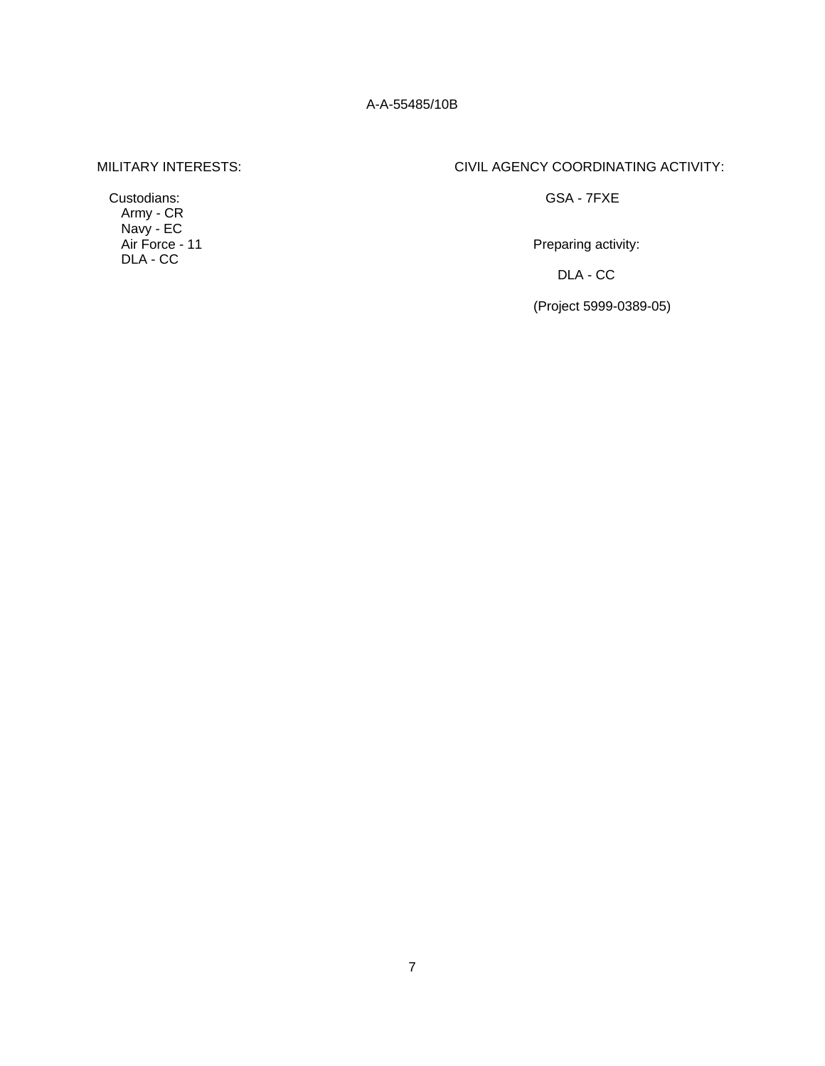MILITARY INTERESTS:

Custodians:
Army - CR
Navy - EC
Air Force - 11
DLA - CC

CIVIL AGENCY COORDINATING ACTIVITY:

GSA - 7FXE

Preparing activity:

DLA - CC

(Project 5999-0389-05)